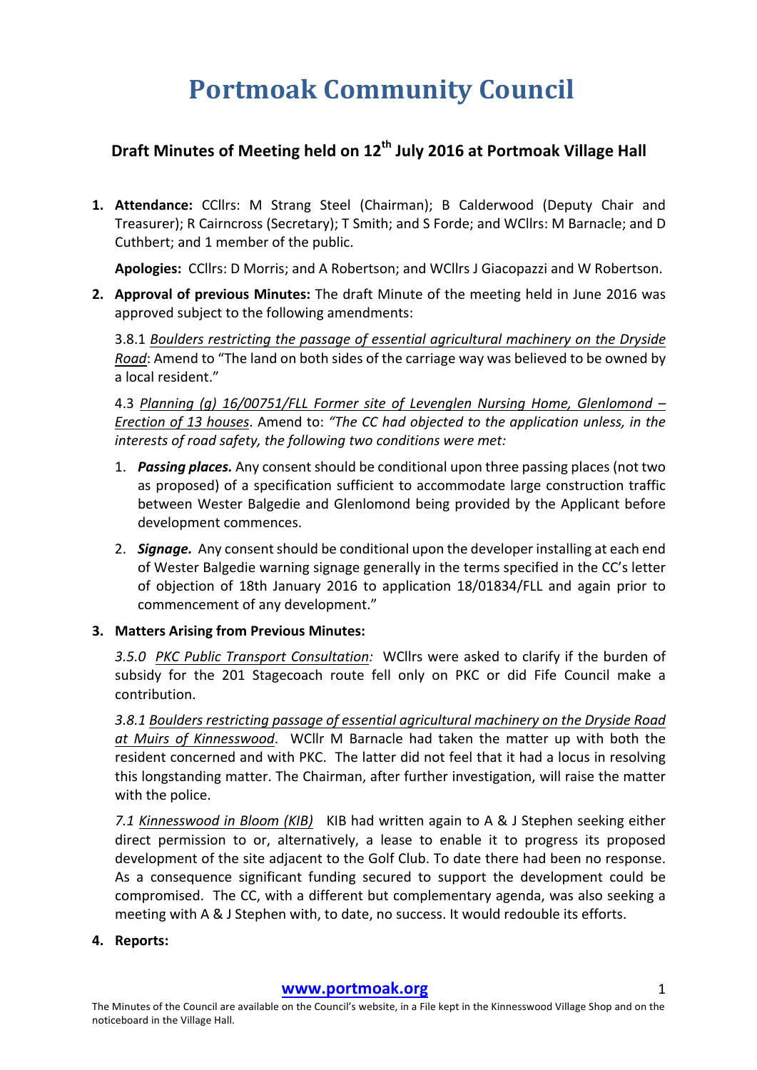# Portmoak Community Council

## Draft Minutes of Meeting held on 12th July 2016 at Portmoak Village Hall

1. **Attendance:** CCllrs: M Strang Steel (Chairman); B Calderwood (Deputy Chair and Treasurer); R Cairncross (Secretary); T Smith; and S Forde; and WCllrs: M Barnacle; and D Cuthbert; and 1 member of the public.

   **Apologies:** CCllrs: D Morris; and A Robertson; and WCllrs J Giacopazzi and W Robertson.

2. **Approval of previous Minutes:** The draft Minute of the meeting held in June 2016 was approved subject to the following amendments:

   3.8.1 Boulders restricting the passage of essential agricultural machinery on the Dryside Road: Amend to "The land on both sides of the carriage way was believed to be owned by a local resident."

   4.3 Planning (g) 16/00751/FLL Former site of Levenglen Nursing Home, Glenlomond – Erection of 13 houses. Amend to: *"The CC had objected to the application unless, in the interests of road safety, the following two conditions were met:*

   1. ***Passing places.*** Any consent should be conditional upon three passing places (not two as proposed) of a specification sufficient to accommodate large construction traffic between Wester Balgedie and Glenlomond being provided by the Applicant before development commences.
   2. ***Signage.*** Any consent should be conditional upon the developer installing at each end of Wester Balgedie warning signage generally in the terms specified in the CC's letter of objection of 18th January 2016 to application 18/01834/FLL and again prior to commencement of any development."

3. **Matters Arising from Previous Minutes:**

   *3.5.0 PKC Public Transport Consultation:* WCllrs were asked to clarify if the burden of subsidy for the 201 Stagecoach route fell only on PKC or did Fife Council make a contribution.

   *3.8.1 Boulders restricting passage of essential agricultural machinery on the Dryside Road at Muirs of Kinnesswood*. WCllr M Barnacle had taken the matter up with both the resident concerned and with PKC. The latter did not feel that it had a locus in resolving this longstanding matter. The Chairman, after further investigation, will raise the matter with the police.

   *7.1 Kinnesswood in Bloom (KIB)* KIB had written again to A & J Stephen seeking either direct permission to or, alternatively, a lease to enable it to progress its proposed development of the site adjacent to the Golf Club. To date there had been no response. As a consequence significant funding secured to support the development could be compromised. The CC, with a different but complementary agenda, was also seeking a meeting with A & J Stephen with, to date, no success. It would redouble its efforts.

4. **Reports:**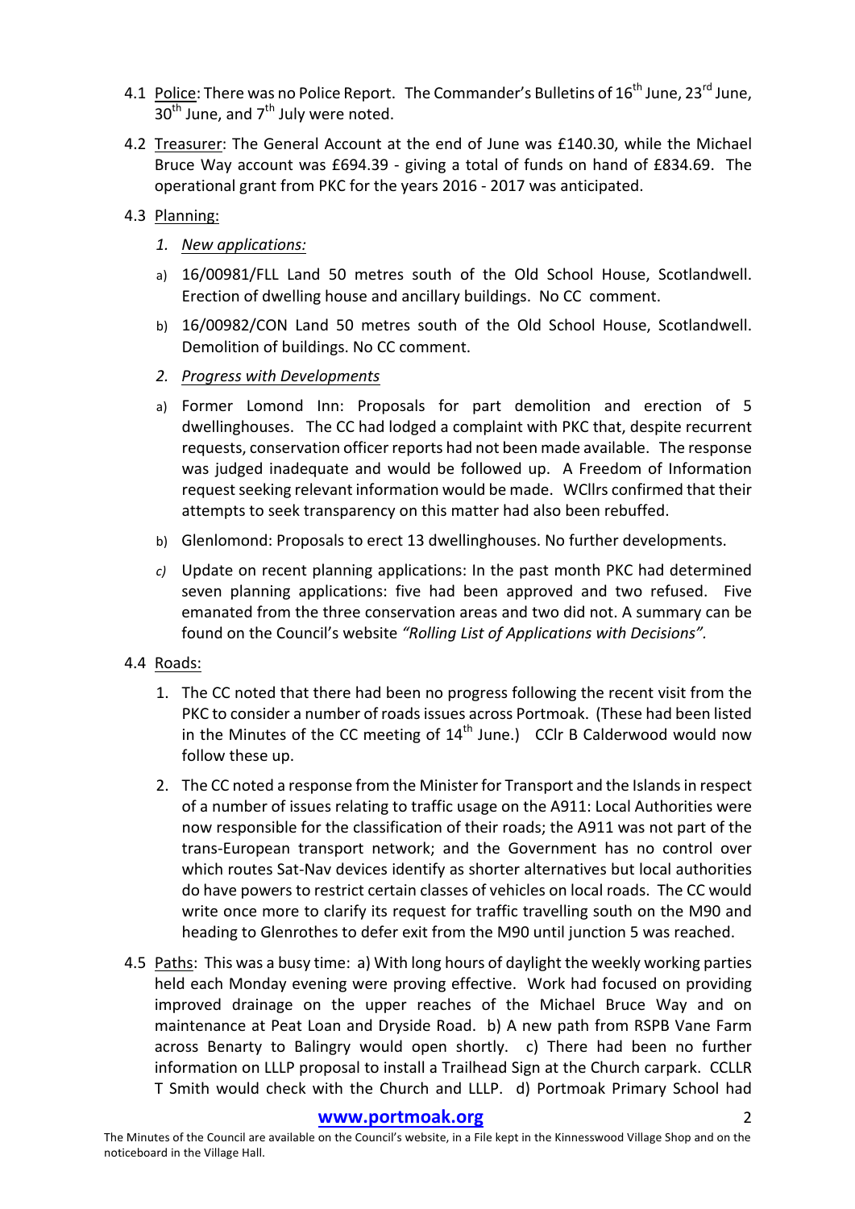4.1 Police: There was no Police Report. The Commander's Bulletins of 16th June, 23rd June, 30th June, and 7th July were noted.

4.2 Treasurer: The General Account at the end of June was £140.30, while the Michael Bruce Way account was £694.39 - giving a total of funds on hand of £834.69. The operational grant from PKC for the years 2016 - 2017 was anticipated.

4.3 Planning:

1. *New applications:*

a) 16/00981/FLL Land 50 metres south of the Old School House, Scotlandwell. Erection of dwelling house and ancillary buildings. No CC comment.

b) 16/00982/CON Land 50 metres south of the Old School House, Scotlandwell. Demolition of buildings. No CC comment.

2. *Progress with Developments*

a) Former Lomond Inn: Proposals for part demolition and erection of 5 dwellinghouses. The CC had lodged a complaint with PKC that, despite recurrent requests, conservation officer reports had not been made available. The response was judged inadequate and would be followed up. A Freedom of Information request seeking relevant information would be made. WCllrs confirmed that their attempts to seek transparency on this matter had also been rebuffed.

b) Glenlomond: Proposals to erect 13 dwellinghouses. No further developments.

c) Update on recent planning applications: In the past month PKC had determined seven planning applications: five had been approved and two refused. Five emanated from the three conservation areas and two did not. A summary can be found on the Council's website *"Rolling List of Applications with Decisions".*

4.4 Roads:

1. The CC noted that there had been no progress following the recent visit from the PKC to consider a number of roads issues across Portmoak. (These had been listed in the Minutes of the CC meeting of 14th June.) CCllr B Calderwood would now follow these up.

2. The CC noted a response from the Minister for Transport and the Islands in respect of a number of issues relating to traffic usage on the A911: Local Authorities were now responsible for the classification of their roads; the A911 was not part of the trans-European transport network; and the Government has no control over which routes Sat-Nav devices identify as shorter alternatives but local authorities do have powers to restrict certain classes of vehicles on local roads. The CC would write once more to clarify its request for traffic travelling south on the M90 and heading to Glenrothes to defer exit from the M90 until junction 5 was reached.

4.5 Paths: This was a busy time: a) With long hours of daylight the weekly working parties held each Monday evening were proving effective. Work had focused on providing improved drainage on the upper reaches of the Michael Bruce Way and on maintenance at Peat Loan and Dryside Road. b) A new path from RSPB Vane Farm across Benarty to Balingry would open shortly. c) There had been no further information on LLLP proposal to install a Trailhead Sign at the Church carpark. CCLLR T Smith would check with the Church and LLLP. d) Portmoak Primary School had

**www.portmoak.org**

The Minutes of the Council are available on the Council's website, in a File kept in the Kinnesswood Village Shop and on the noticeboard in the Village Hall.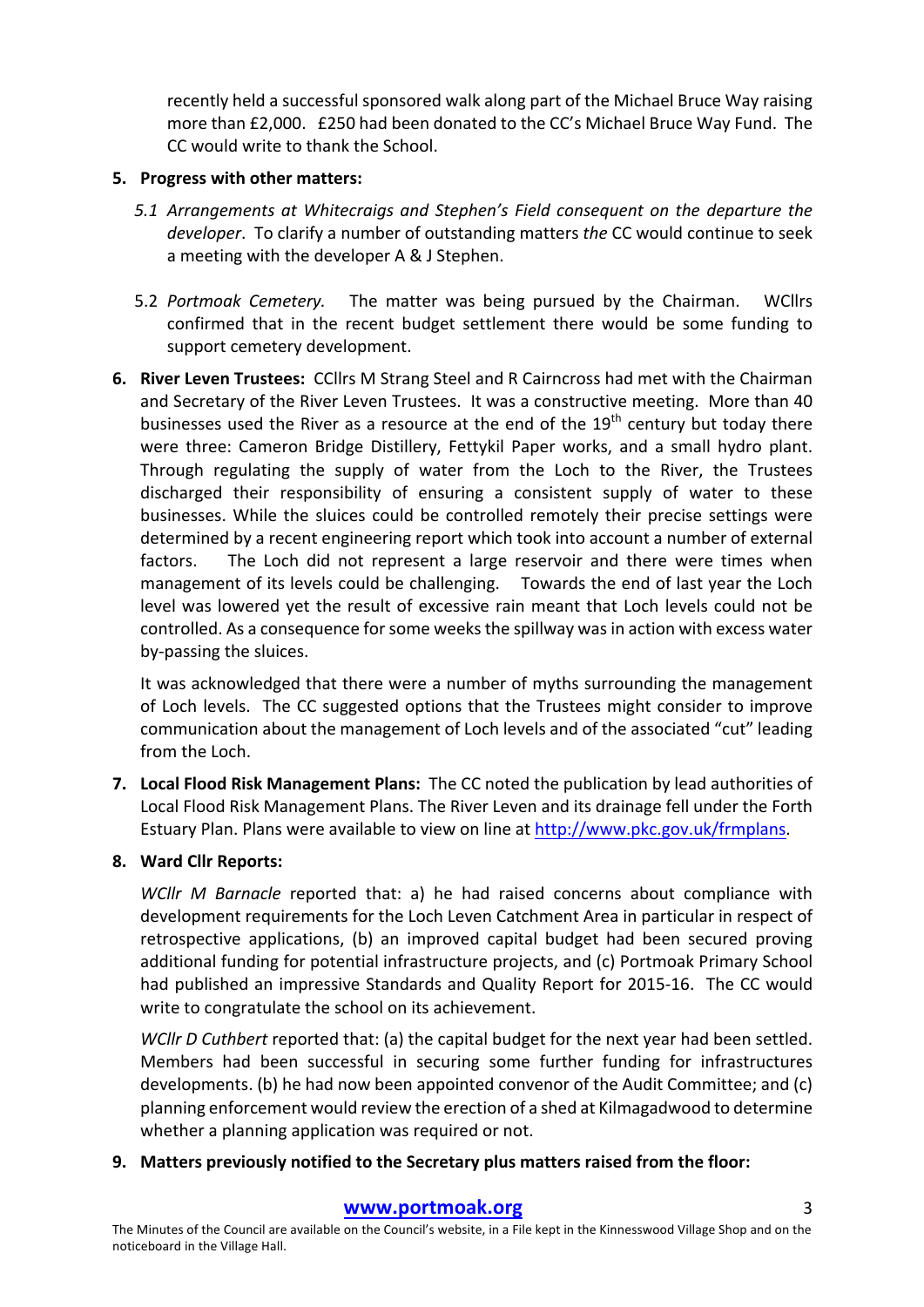recently held a successful sponsored walk along part of the Michael Bruce Way raising more than £2,000. £250 had been donated to the CC's Michael Bruce Way Fund. The CC would write to thank the School.

5. **Progress with other matters:**

   5.1 *Arrangements at Whitecraigs and Stephen's Field consequent on the departure the developer*. To clarify a number of outstanding matters *the* CC would continue to seek a meeting with the developer A & J Stephen.

   5.2 *Portmoak Cemetery.* The matter was being pursued by the Chairman. WCllrs confirmed that in the recent budget settlement there would be some funding to support cemetery development.

6. **River Leven Trustees:** CCllrs M Strang Steel and R Cairncross had met with the Chairman and Secretary of the River Leven Trustees. It was a constructive meeting. More than 40 businesses used the River as a resource at the end of the 19th century but today there were three: Cameron Bridge Distillery, Fettykil Paper works, and a small hydro plant. Through regulating the supply of water from the Loch to the River, the Trustees discharged their responsibility of ensuring a consistent supply of water to these businesses. While the sluices could be controlled remotely their precise settings were determined by a recent engineering report which took into account a number of external factors. The Loch did not represent a large reservoir and there were times when management of its levels could be challenging. Towards the end of last year the Loch level was lowered yet the result of excessive rain meant that Loch levels could not be controlled. As a consequence for some weeks the spillway was in action with excess water by-passing the sluices.

   It was acknowledged that there were a number of myths surrounding the management of Loch levels. The CC suggested options that the Trustees might consider to improve communication about the management of Loch levels and of the associated "cut" leading from the Loch.

7. **Local Flood Risk Management Plans:** The CC noted the publication by lead authorities of Local Flood Risk Management Plans. The River Leven and its drainage fell under the Forth Estuary Plan. Plans were available to view on line at http://www.pkc.gov.uk/frmplans.

8. **Ward Cllr Reports:**

   *WCllr M Barnacle* reported that: a) he had raised concerns about compliance with development requirements for the Loch Leven Catchment Area in particular in respect of retrospective applications, (b) an improved capital budget had been secured proving additional funding for potential infrastructure projects, and (c) Portmoak Primary School had published an impressive Standards and Quality Report for 2015-16. The CC would write to congratulate the school on its achievement.

   *WCllr D Cuthbert* reported that: (a) the capital budget for the next year had been settled. Members had been successful in securing some further funding for infrastructures developments. (b) he had now been appointed convenor of the Audit Committee; and (c) planning enforcement would review the erection of a shed at Kilmagadwood to determine whether a planning application was required or not.

9. **Matters previously notified to the Secretary plus matters raised from the floor:**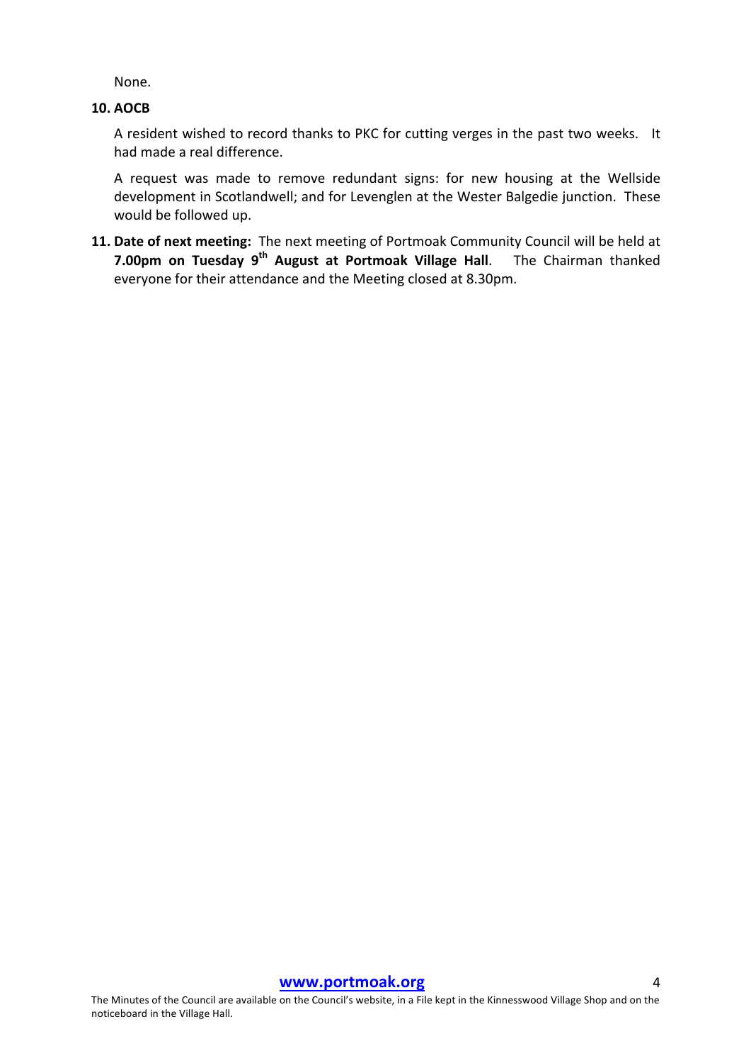None.

**10. AOCB**

A resident wished to record thanks to PKC for cutting verges in the past two weeks. It had made a real difference.

A request was made to remove redundant signs: for new housing at the Wellside development in Scotlandwell; and for Levenglen at the Wester Balgedie junction. These would be followed up.

**11. Date of next meeting:** The next meeting of Portmoak Community Council will be held at **7.00pm on Tuesday 9th August at Portmoak Village Hall**. The Chairman thanked everyone for their attendance and the Meeting closed at 8.30pm.

**www.portmoak.org**

The Minutes of the Council are available on the Council's website, in a File kept in the Kinnesswood Village Shop and on the noticeboard in the Village Hall.